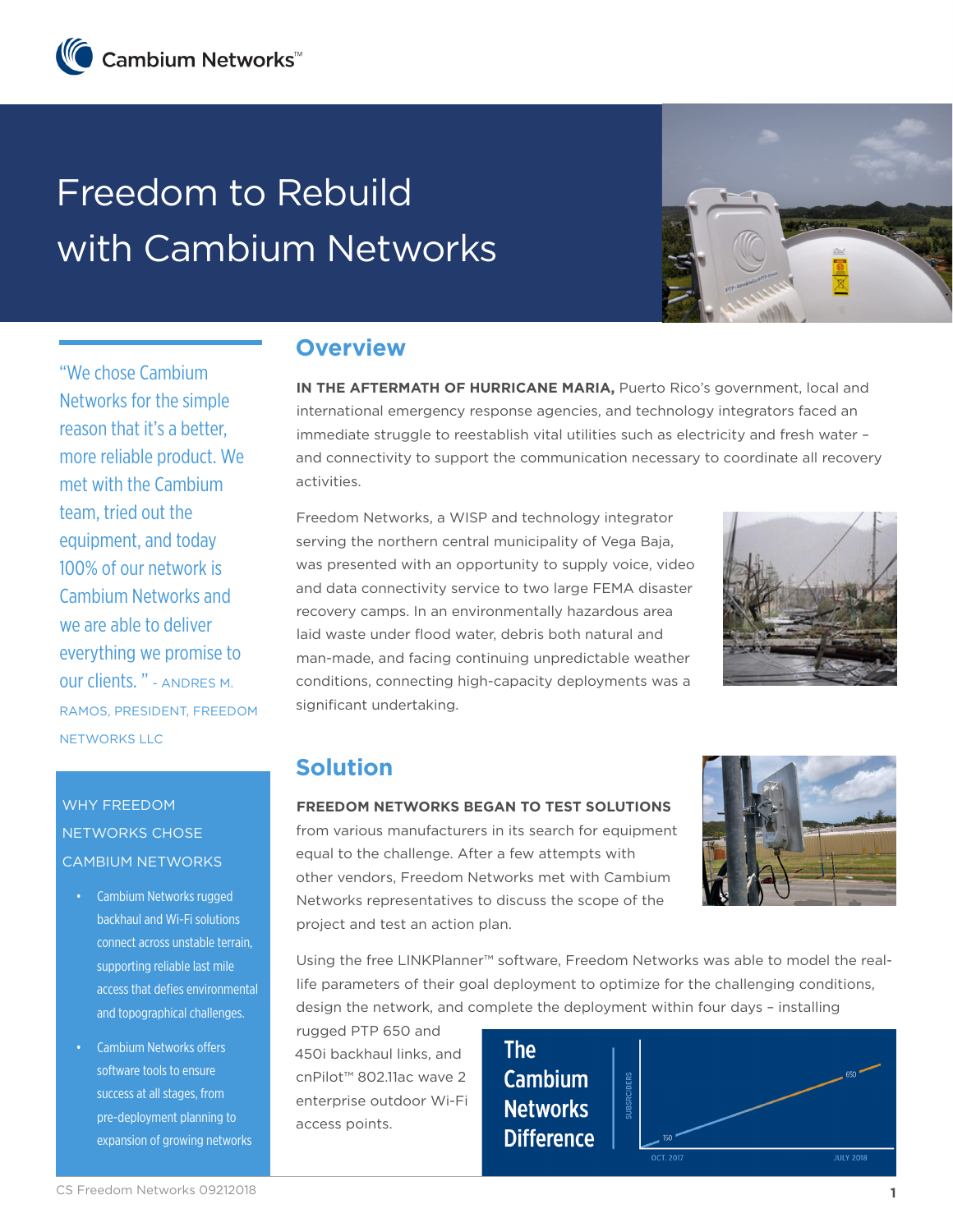# Freedom to Rebuild with Cambium Networks

"We chose Cambium Networks for the simple reason that it's a better, more reliable product. We met with the Cambium team, tried out the equipment, and today 100% of our network is Cambium Networks and we are able to deliver everything we promise to our clients." - ANDRES M. RAMOS, PRESIDENT, FREEDOM NETWORKS LLC

### WHY FREEDOM NETWORKS CHOSE CAMBIUM NETWORKS

- Cambium Networks rugged backhaul and Wi-Fi solutions connect across unstable terrain, supporting reliable last mile access that defies environmental and topographical challenges.
- Cambium Networks offers software tools to ensure success at all stages, from pre-deployment planning to expansion of growing networks

## Overview

**IN THE AFTERMATH OF HURRICANE MARIA,** Puerto Rico's government, local and international emergency response agencies, and technology integrators faced an immediate struggle to reestablish vital utilities such as electricity and fresh water – and connectivity to support the communication necessary to coordinate all recovery activities.

Freedom Networks, a WISP and technology integrator serving the northern central municipality of Vega Baja, was presented with an opportunity to supply voice, video and data connectivity service to two large FEMA disaster recovery camps. In an environmentally hazardous area laid waste under flood water, debris both natural and man-made, and facing continuing unpredictable weather conditions, connecting high-capacity deployments was a significant undertaking.

## Solution

**FREEDOM NETWORKS BEGAN TO TEST SOLUTIONS** from various manufacturers in its search for equipment equal to the challenge. After a few attempts with other vendors, Freedom Networks met with Cambium Networks representatives to discuss the scope of the project and test an action plan.

Using the free LINKPlanner™ software, Freedom Networks was able to model the real-life parameters of their goal deployment to optimize for the challenging conditions, design the network, and complete the deployment within four days – installing rugged PTP 650 and 450i backhaul links, and cnPilot™ 802.11ac wave 2 enterprise outdoor Wi-Fi access points.

**The Cambium Networks Difference**

SUBSCRIBERS: 150 (OCT. 2017) → 650 (JULY 2018)

CS Freedom Networks 09212018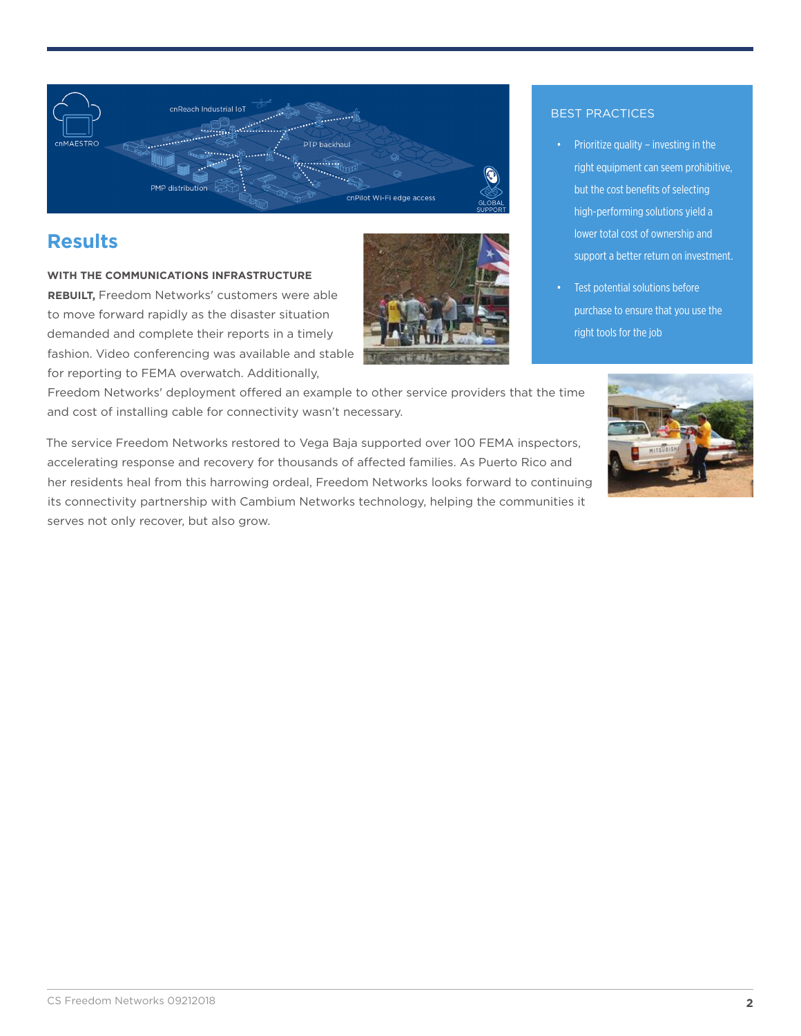## Results

**WITH THE COMMUNICATIONS INFRASTRUCTURE REBUILT,** Freedom Networks' customers were able to move forward rapidly as the disaster situation demanded and complete their reports in a timely fashion. Video conferencing was available and stable for reporting to FEMA overwatch. Additionally, Freedom Networks' deployment offered an example to other service providers that the time and cost of installing cable for connectivity wasn't necessary.

The service Freedom Networks restored to Vega Baja supported over 100 FEMA inspectors, accelerating response and recovery for thousands of affected families. As Puerto Rico and her residents heal from this harrowing ordeal, Freedom Networks looks forward to continuing its connectivity partnership with Cambium Networks technology, helping the communities it serves not only recover, but also grow.

### BEST PRACTICES

- Prioritize quality – investing in the right equipment can seem prohibitive, but the cost benefits of selecting high-performing solutions yield a lower total cost of ownership and support a better return on investment.
- Test potential solutions before purchase to ensure that you use the right tools for the job

CS Freedom Networks 09212018